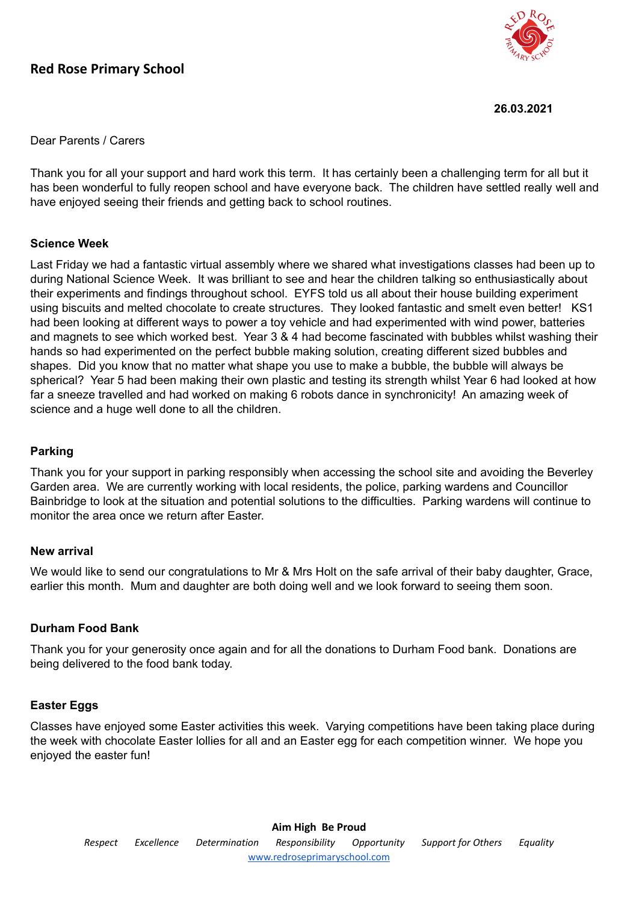## Red Rose Primary School

**26.03.2021**

Dear Parents / Carers

Thank you for all your support and hard work this term. It has certainly been a challenging term for all but it has been wonderful to fully reopen school and have everyone back. The children have settled really well and have enjoyed seeing their friends and getting back to school routines.

### Science Week

Last Friday we had a fantastic virtual assembly where we shared what investigations classes had been up to during National Science Week. It was brilliant to see and hear the children talking so enthusiastically about their experiments and findings throughout school. EYFS told us all about their house building experiment using biscuits and melted chocolate to create structures. They looked fantastic and smelt even better! KS1 had been looking at different ways to power a toy vehicle and had experimented with wind power, batteries and magnets to see which worked best. Year 3 & 4 had become fascinated with bubbles whilst washing their hands so had experimented on the perfect bubble making solution, creating different sized bubbles and shapes. Did you know that no matter what shape you use to make a bubble, the bubble will always be spherical? Year 5 had been making their own plastic and testing its strength whilst Year 6 had looked at how far a sneeze travelled and had worked on making 6 robots dance in synchronicity! An amazing week of science and a huge well done to all the children.

### Parking

Thank you for your support in parking responsibly when accessing the school site and avoiding the Beverley Garden area. We are currently working with local residents, the police, parking wardens and Councillor Bainbridge to look at the situation and potential solutions to the difficulties. Parking wardens will continue to monitor the area once we return after Easter.

### New arrival

We would like to send our congratulations to Mr & Mrs Holt on the safe arrival of their baby daughter, Grace, earlier this month. Mum and daughter are both doing well and we look forward to seeing them soon.

### Durham Food Bank

Thank you for your generosity once again and for all the donations to Durham Food bank. Donations are being delivered to the food bank today.

### Easter Eggs

Classes have enjoyed some Easter activities this week. Varying competitions have been taking place during the week with chocolate Easter lollies for all and an Easter egg for each competition winner. We hope you enjoyed the easter fun!

**Aim High Be Proud**

*Respect Excellence Determination Responsibility Opportunity Support for Others Equality*

www.redroseprimaryschool.com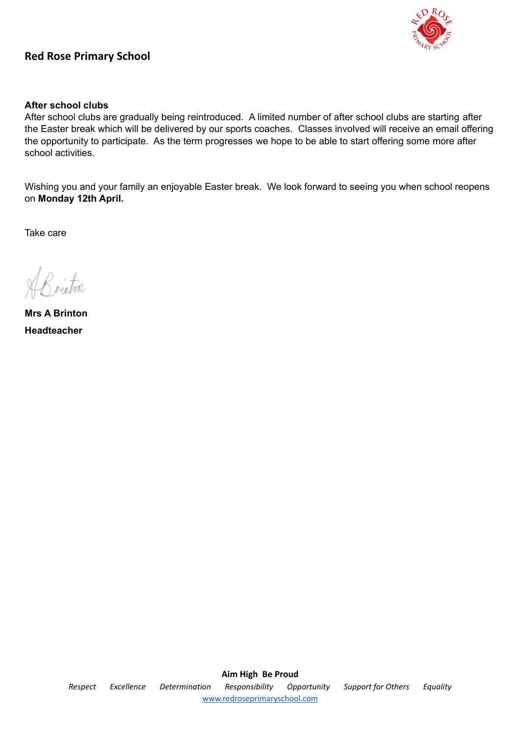**Red Rose Primary School**

**After school clubs**

After school clubs are gradually being reintroduced. A limited number of after school clubs are starting after the Easter break which will be delivered by our sports coaches. Classes involved will receive an email offering the opportunity to participate. As the term progresses we hope to be able to start offering some more after school activities.

Wishing you and your family an enjoyable Easter break. We look forward to seeing you when school reopens on **Monday 12th April.**

Take care

**Mrs A Brinton**

**Headteacher**

**Aim High Be Proud**

*Respect Excellence Determination Responsibility Opportunity Support for Others Equality*

www.redroseprimaryschool.com